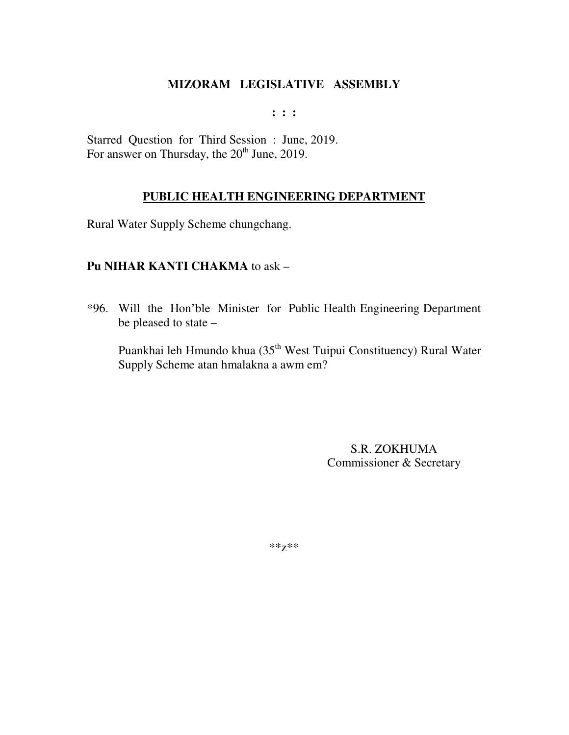# MIZORAM LEGISLATIVE ASSEMBLY

: : :

Starred Question for Third Session : June, 2019.
For answer on Thursday, the 20th June, 2019.

## PUBLIC HEALTH ENGINEERING DEPARTMENT

Rural Water Supply Scheme chungchang.

**Pu NIHAR KANTI CHAKMA** to ask –

*96. Will the Hon'ble Minister for Public Health Engineering Department be pleased to state –

Puankhai leh Hmundo khua (35th West Tuipui Constituency) Rural Water Supply Scheme atan hmalakna a awm em?

S.R. ZOKHUMA
Commissioner & Secretary

**z**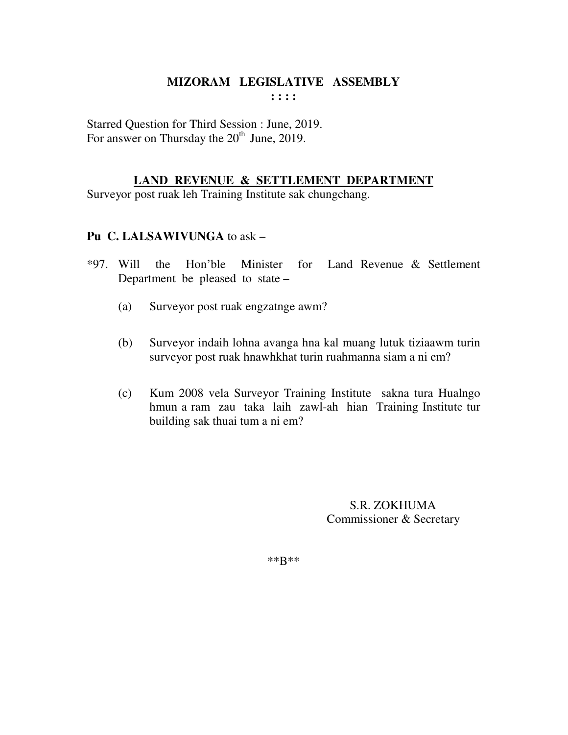# MIZORAM LEGISLATIVE ASSEMBLY

: : : :

Starred Question for Third Session : June, 2019.
For answer on Thursday the 20th June, 2019.

## LAND REVENUE & SETTLEMENT DEPARTMENT

Surveyor post ruak leh Training Institute sak chungchang.

**Pu C. LALSAWIVUNGA** to ask –

*97. Will the Hon'ble Minister for Land Revenue & Settlement Department be pleased to state –

(a) Surveyor post ruak engzatnge awm?

(b) Surveyor indaih lohna avanga hna kal muang lutuk tiziaawm turin surveyor post ruak hnawhkhat turin ruahmanna siam a ni em?

(c) Kum 2008 vela Surveyor Training Institute sakna tura Hualngo hmun a ram zau taka laih zawl-ah hian Training Institute tur building sak thuai tum a ni em?

S.R. ZOKHUMA
Commissioner & Secretary

**B**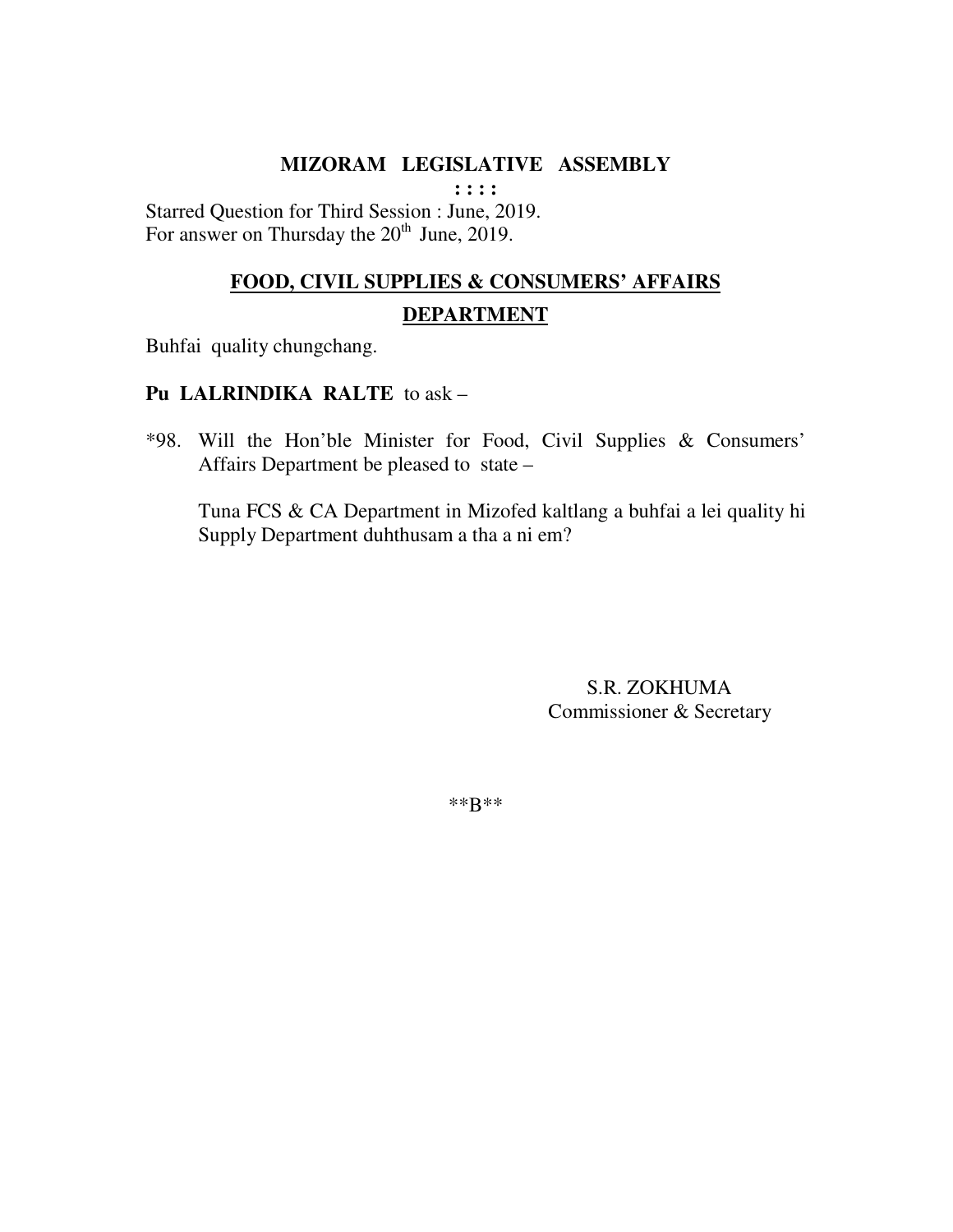**MIZORAM LEGISLATIVE ASSEMBLY**

**: : : :**

Starred Question for Third Session : June, 2019.
For answer on Thursday the 20th June, 2019.

**FOOD, CIVIL SUPPLIES & CONSUMERS' AFFAIRS DEPARTMENT**

Buhfai quality chungchang.

**Pu LALRINDIKA RALTE** to ask –

*98. Will the Hon'ble Minister for Food, Civil Supplies & Consumers' Affairs Department be pleased to state –

Tuna FCS & CA Department in Mizofed kaltlang a buhfai a lei quality hi Supply Department duhthusam a tha a ni em?

S.R. ZOKHUMA
Commissioner & Secretary

**B**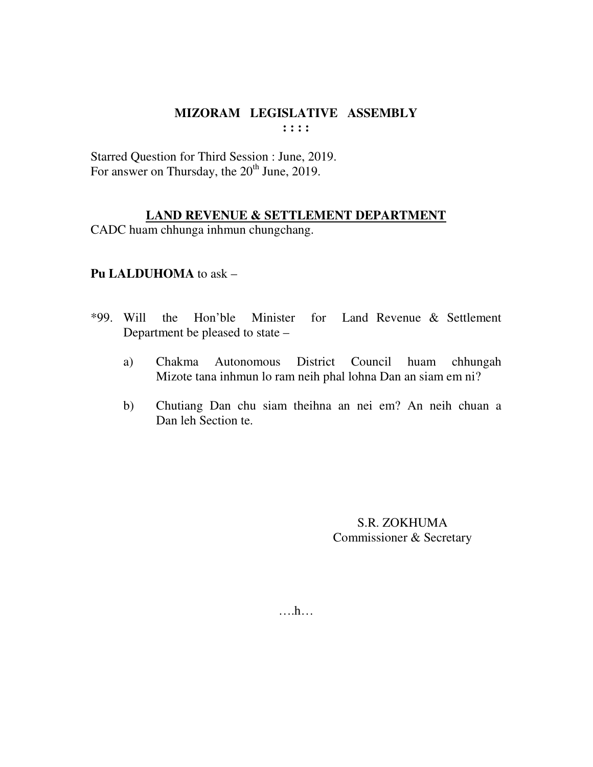# MIZORAM LEGISLATIVE ASSEMBLY

: : : :

Starred Question for Third Session : June, 2019.
For answer on Thursday, the 20th June, 2019.

## LAND REVENUE & SETTLEMENT DEPARTMENT

CADC huam chhunga inhmun chungchang.

**Pu LALDUHOMA** to ask –

*99. Will the Hon'ble Minister for Land Revenue & Settlement Department be pleased to state –

a) Chakma Autonomous District Council huam chhungah Mizote tana inhmun lo ram neih phal lohna Dan an siam em ni?

b) Chutiang Dan chu siam theihna an nei em? An neih chuan a Dan leh Section te.

S.R. ZOKHUMA
Commissioner & Secretary

….h…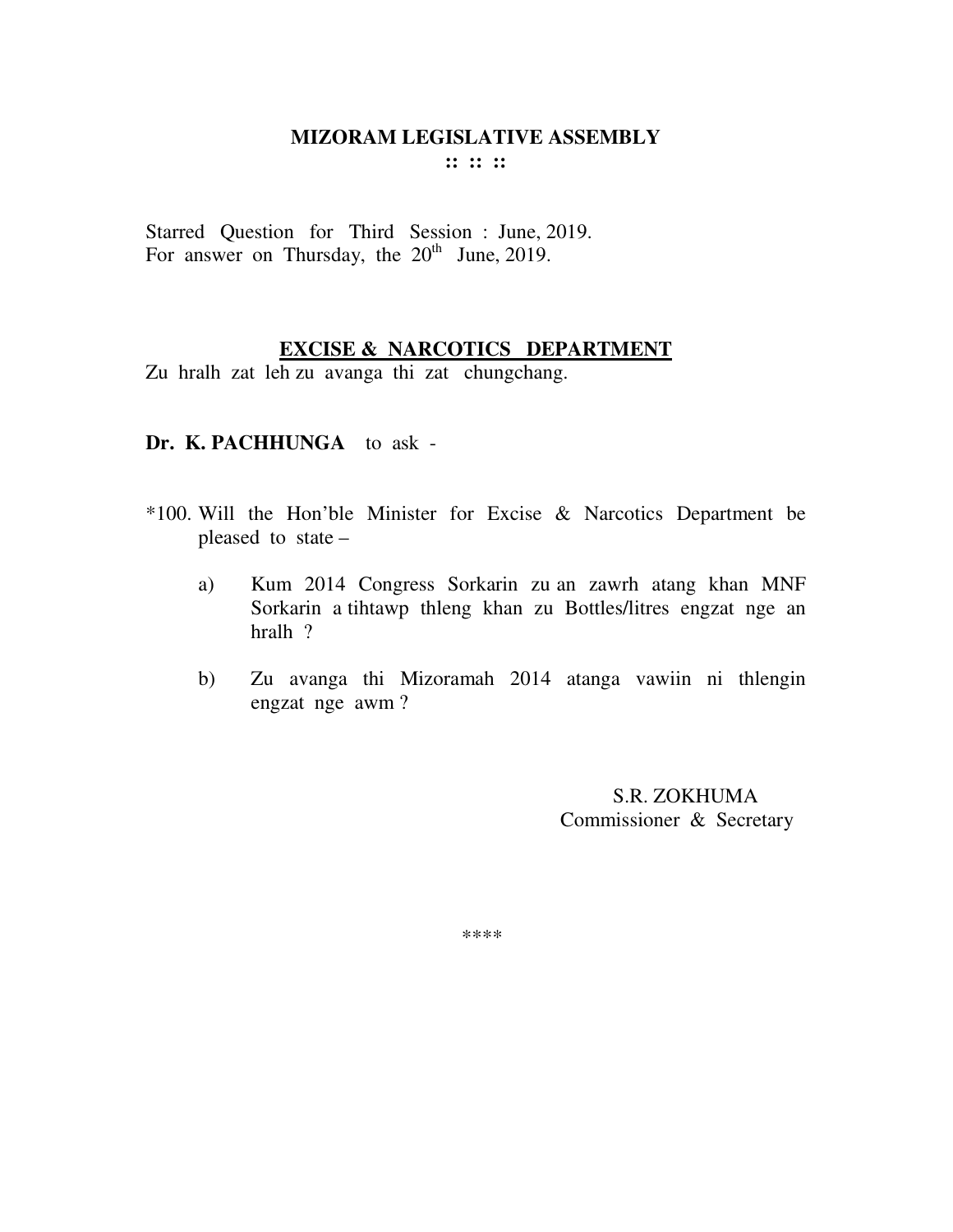**MIZORAM LEGISLATIVE ASSEMBLY**
**:: :: ::**

Starred Question for Third Session : June, 2019.
For answer on Thursday, the 20th June, 2019.

**EXCISE & NARCOTICS DEPARTMENT**

Zu hralh zat leh zu avanga thi zat chungchang.

**Dr. K. PACHHUNGA** to ask -

*100. Will the Hon'ble Minister for Excise & Narcotics Department be pleased to state –

a) Kum 2014 Congress Sorkarin zu an zawrh atang khan MNF Sorkarin a tihtawp thleng khan zu Bottles/litres engzat nge an hralh ?

b) Zu avanga thi Mizoramah 2014 atanga vawiin ni thlengin engzat nge awm ?

S.R. ZOKHUMA
Commissioner & Secretary

****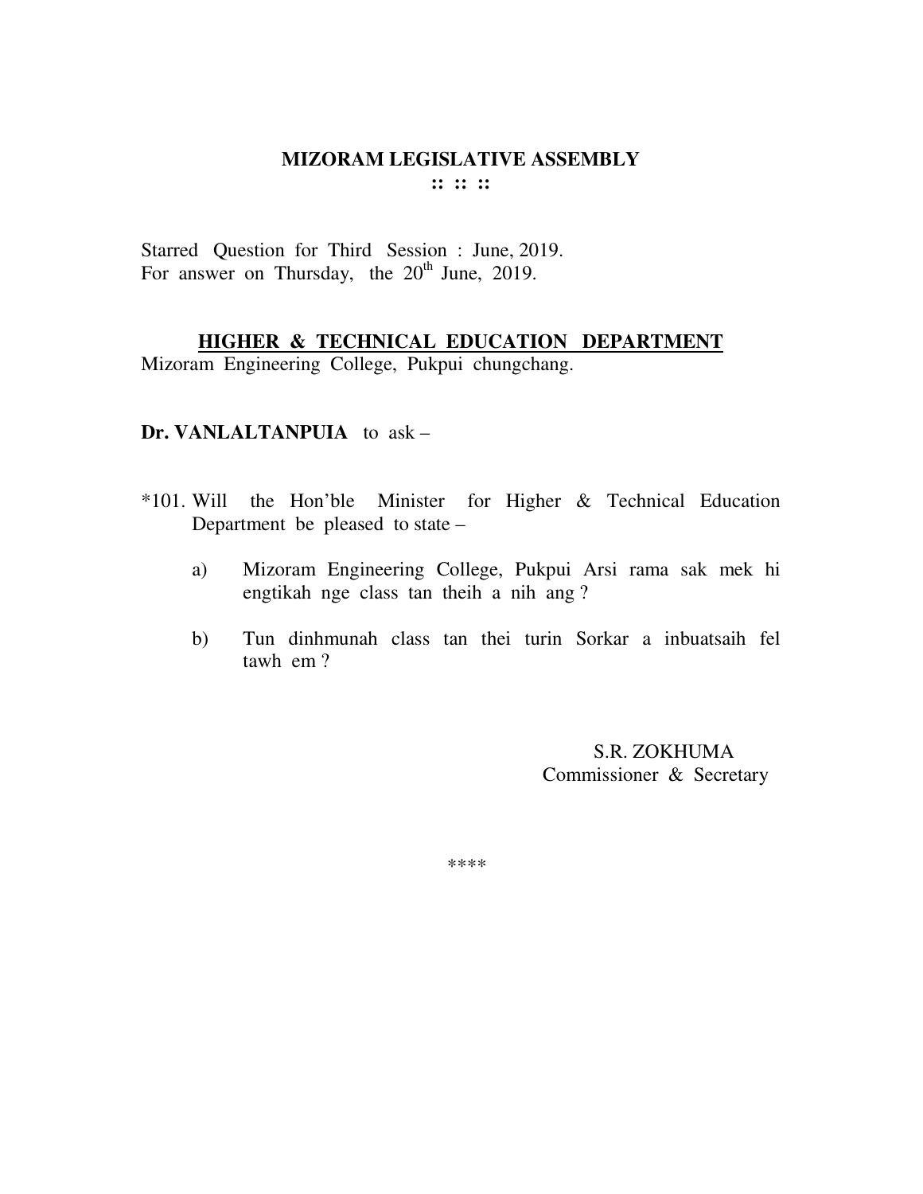# MIZORAM LEGISLATIVE ASSEMBLY

**:: :: ::**

Starred Question for Third Session : June, 2019.
For answer on Thursday, the 20th June, 2019.

## <u>HIGHER & TECHNICAL EDUCATION DEPARTMENT</u>

Mizoram Engineering College, Pukpui chungchang.

**Dr. VANLALTANPUIA** to ask –

*101. Will the Hon'ble Minister for Higher & Technical Education Department be pleased to state –

a) Mizoram Engineering College, Pukpui Arsi rama sak mek hi engtikah nge class tan theih a nih ang ?

b) Tun dinhmunah class tan thei turin Sorkar a inbuatsaih fel tawh em ?

S.R. ZOKHUMA
Commissioner & Secretary

****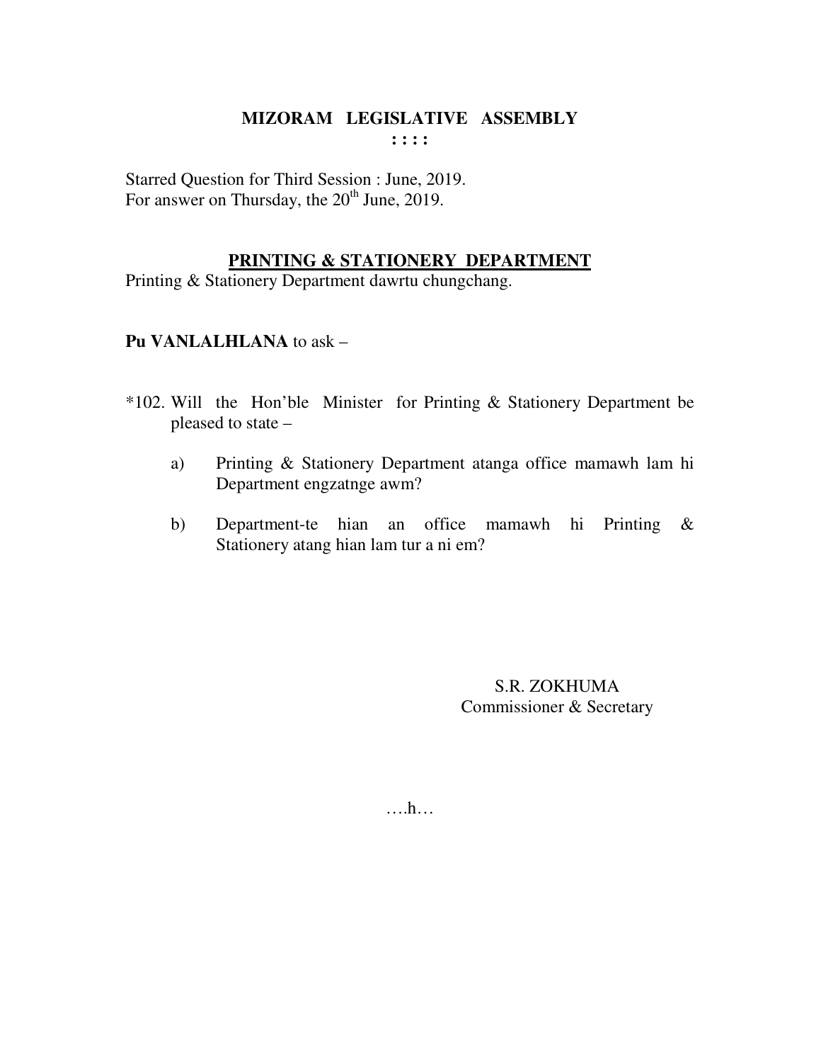# MIZORAM LEGISLATIVE ASSEMBLY

: : : :

Starred Question for Third Session : June, 2019.
For answer on Thursday, the 20th June, 2019.

## PRINTING & STATIONERY DEPARTMENT

Printing & Stationery Department dawrtu chungchang.

**Pu VANLALHLANA** to ask –

*102. Will the Hon'ble Minister for Printing & Stationery Department be pleased to state –

a) Printing & Stationery Department atanga office mamawh lam hi Department engzatnge awm?

b) Department-te hian an office mamawh hi Printing & Stationery atang hian lam tur a ni em?

S.R. ZOKHUMA
Commissioner & Secretary

….h…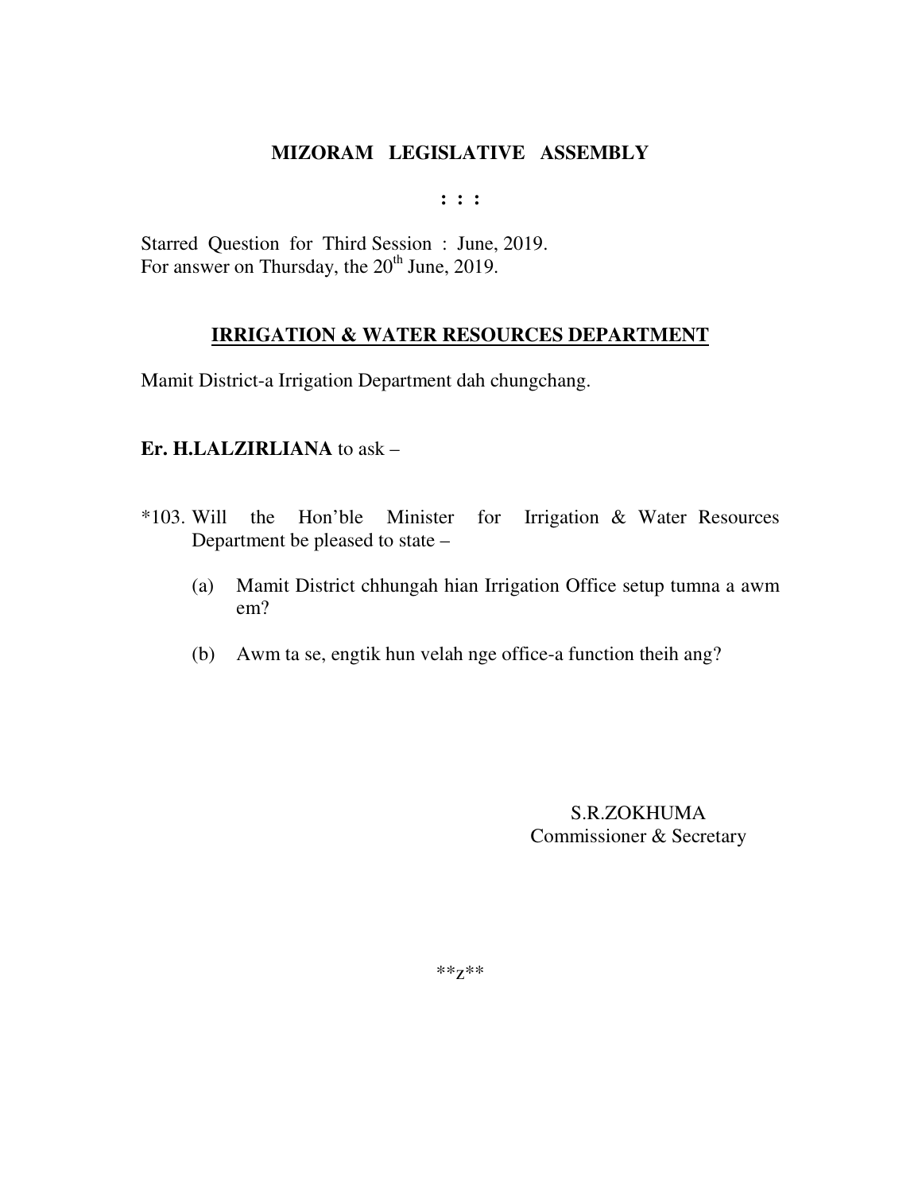**MIZORAM LEGISLATIVE ASSEMBLY**

: : :

Starred Question for Third Session : June, 2019.
For answer on Thursday, the 20th June, 2019.

**IRRIGATION & WATER RESOURCES DEPARTMENT**

Mamit District-a Irrigation Department dah chungchang.

**Er. H.LALZIRLIANA** to ask –

*103. Will the Hon'ble Minister for Irrigation & Water Resources Department be pleased to state –

(a) Mamit District chhungah hian Irrigation Office setup tumna a awm em?

(b) Awm ta se, engtik hun velah nge office-a function theih ang?

S.R.ZOKHUMA
Commissioner & Secretary

**z**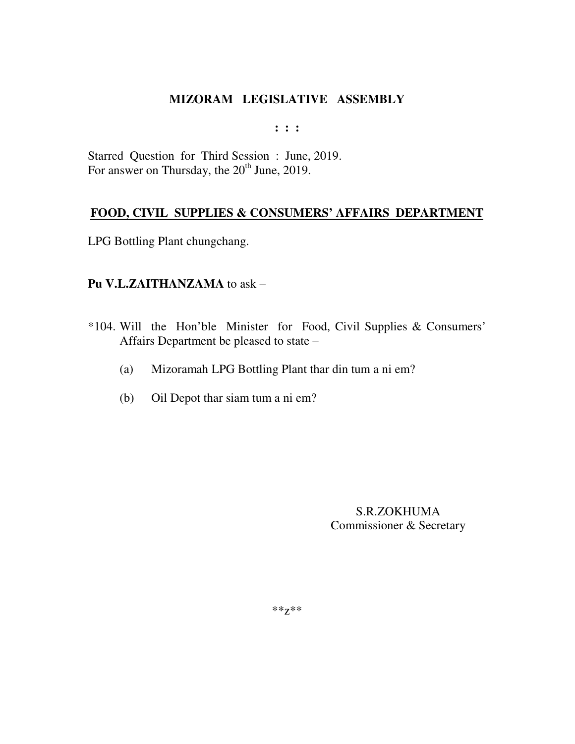# MIZORAM LEGISLATIVE ASSEMBLY

: : :

Starred Question for Third Session : June, 2019.
For answer on Thursday, the 20th June, 2019.

## FOOD, CIVIL SUPPLIES & CONSUMERS' AFFAIRS DEPARTMENT

LPG Bottling Plant chungchang.

**Pu V.L.ZAITHANZAMA** to ask –

*104. Will the Hon'ble Minister for Food, Civil Supplies & Consumers' Affairs Department be pleased to state –

(a) Mizoramah LPG Bottling Plant thar din tum a ni em?

(b) Oil Depot thar siam tum a ni em?

S.R.ZOKHUMA
Commissioner & Secretary

**z**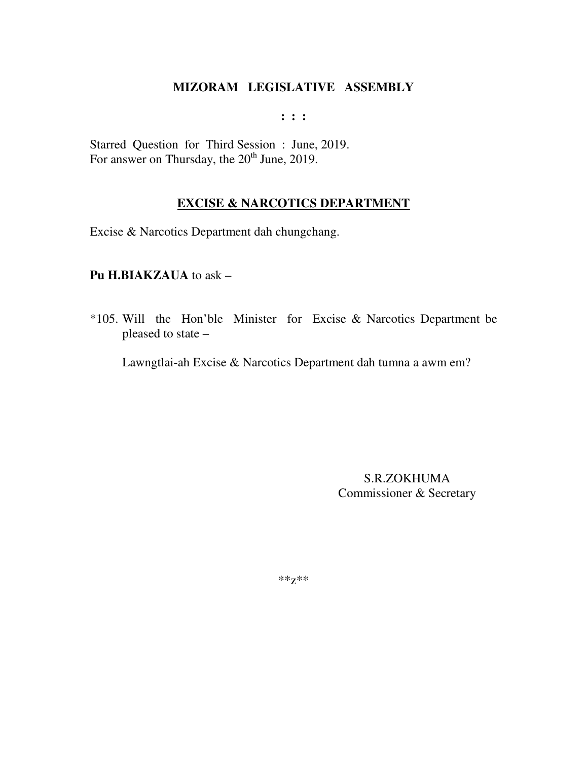# MIZORAM LEGISLATIVE ASSEMBLY

**: : :**

Starred Question for Third Session : June, 2019.
For answer on Thursday, the 20th June, 2019.

## EXCISE & NARCOTICS DEPARTMENT

Excise & Narcotics Department dah chungchang.

**Pu H.BIAKZAUA** to ask –

*105. Will the Hon'ble Minister for Excise & Narcotics Department be pleased to state –

Lawngtlai-ah Excise & Narcotics Department dah tumna a awm em?

S.R.ZOKHUMA
Commissioner & Secretary

**z**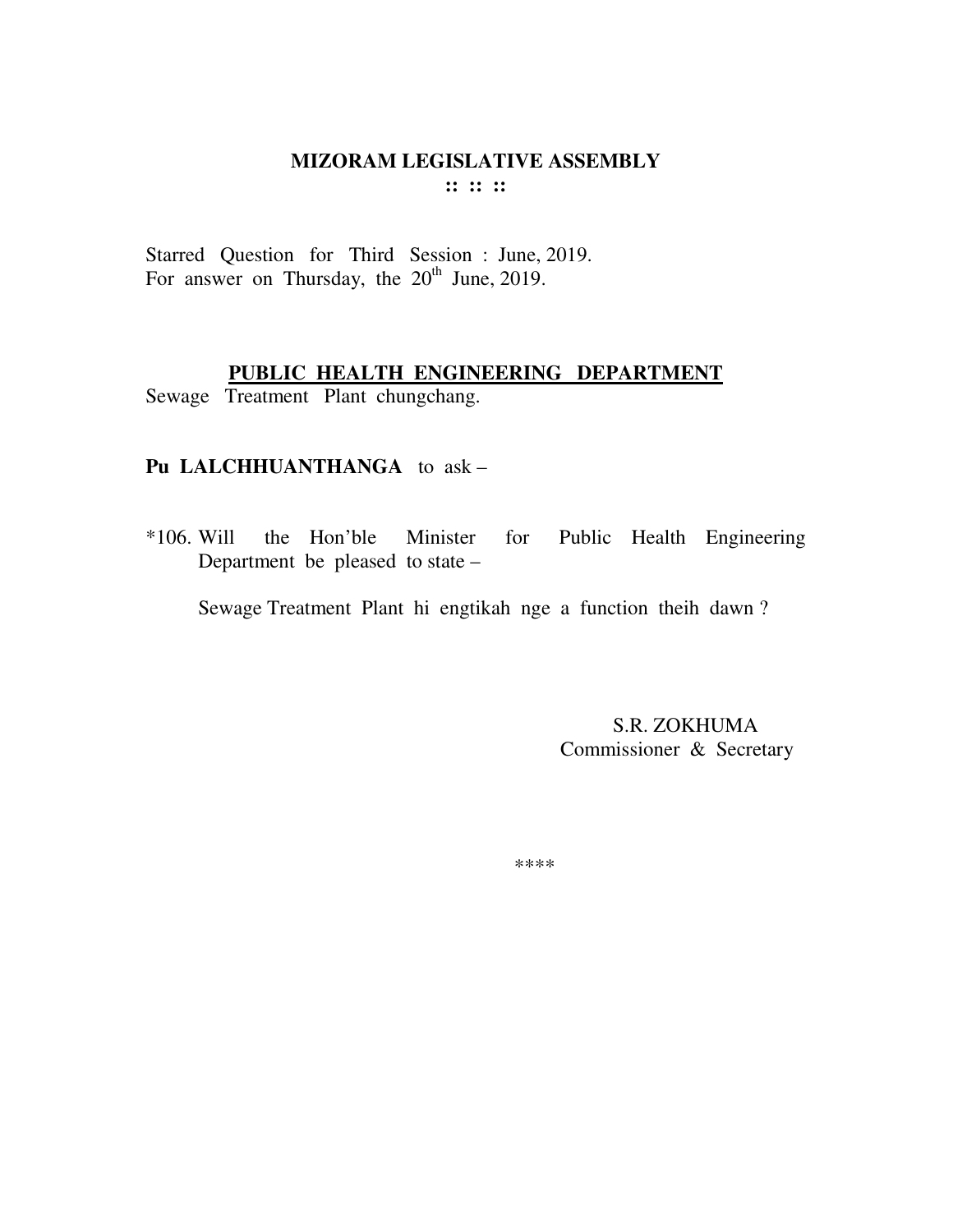# MIZORAM LEGISLATIVE ASSEMBLY

**:: :: ::**

Starred Question for Third Session : June, 2019.
For answer on Thursday, the 20th June, 2019.

## PUBLIC HEALTH ENGINEERING DEPARTMENT

Sewage Treatment Plant chungchang.

**Pu LALCHHUANTHANGA** to ask –

*106. Will the Hon'ble Minister for Public Health Engineering Department be pleased to state –

Sewage Treatment Plant hi engtikah nge a function theih dawn ?

S.R. ZOKHUMA
Commissioner & Secretary

****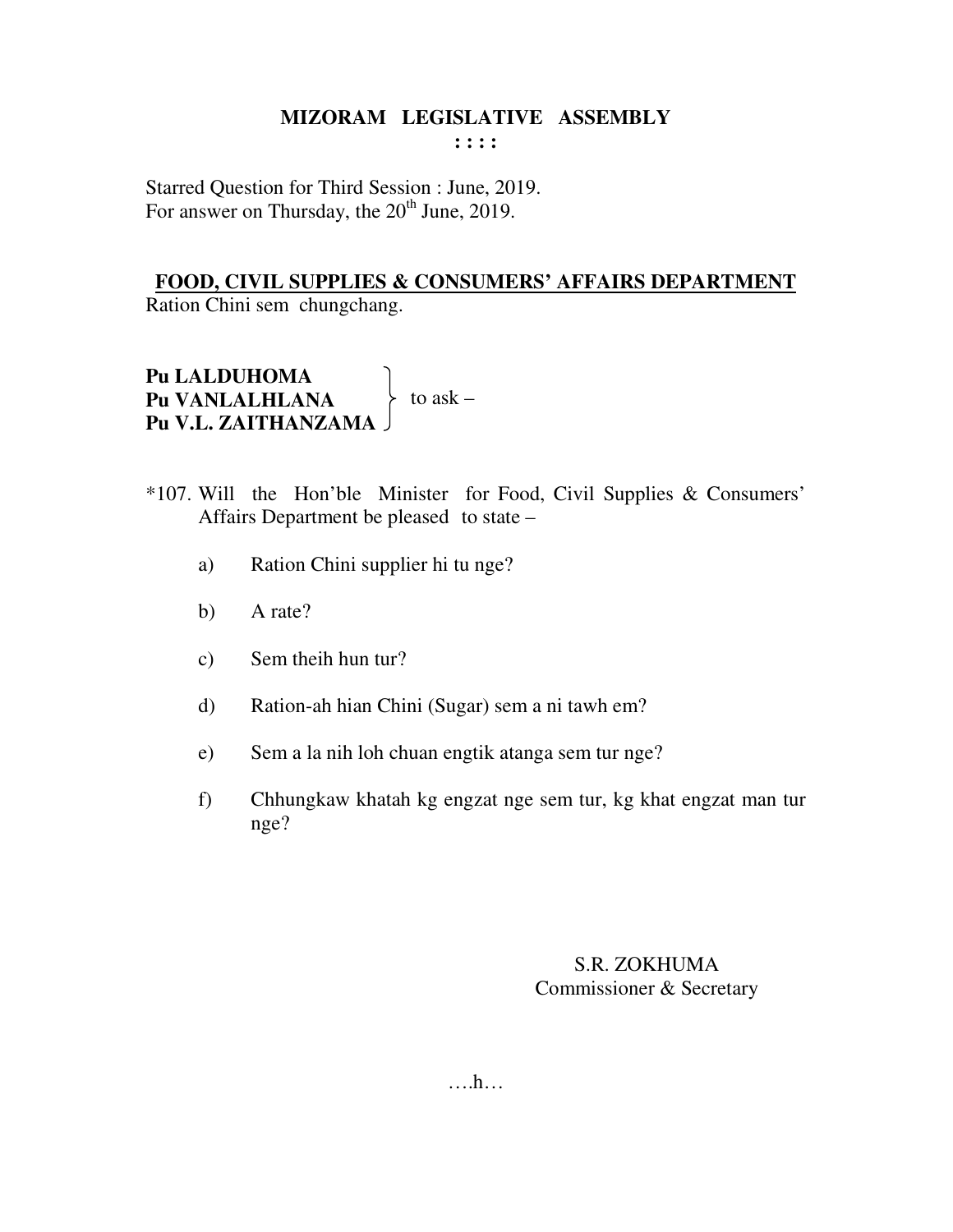# MIZORAM LEGISLATIVE ASSEMBLY

: : : :

Starred Question for Third Session : June, 2019.
For answer on Thursday, the 20th June, 2019.

## FOOD, CIVIL SUPPLIES & CONSUMERS' AFFAIRS DEPARTMENT

Ration Chini sem chungchang.

**Pu LALDUHOMA**
**Pu VANLALHLANA**
**Pu V.L. ZAITHANZAMA**

} to ask –

*107. Will the Hon'ble Minister for Food, Civil Supplies & Consumers' Affairs Department be pleased to state –

a) Ration Chini supplier hi tu nge?

b) A rate?

c) Sem theih hun tur?

d) Ration-ah hian Chini (Sugar) sem a ni tawh em?

e) Sem a la nih loh chuan engtik atanga sem tur nge?

f) Chhungkaw khatah kg engzat nge sem tur, kg khat engzat man tur nge?

S.R. ZOKHUMA
Commissioner & Secretary

….h…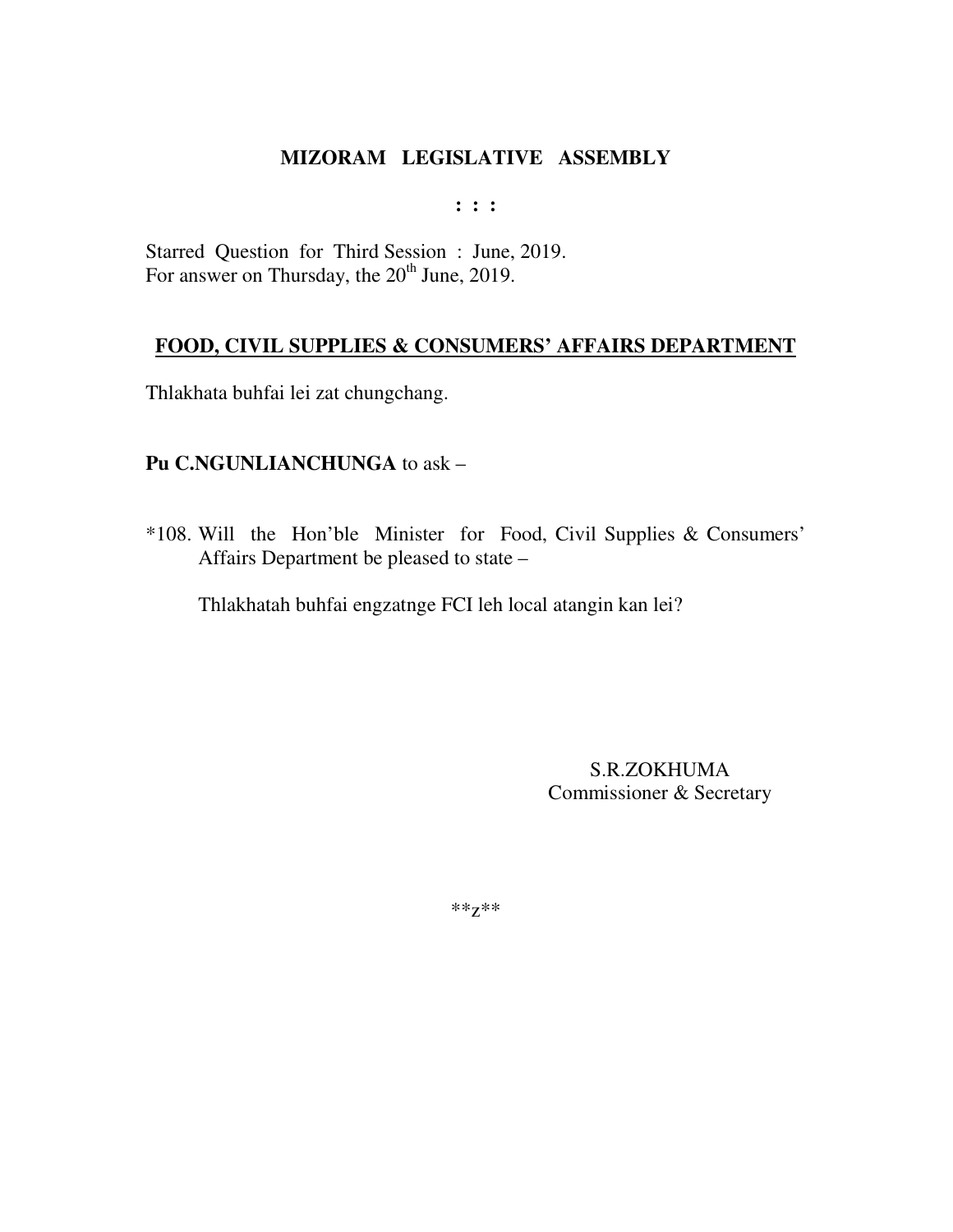**MIZORAM LEGISLATIVE ASSEMBLY**

**: : :**

Starred Question for Third Session : June, 2019.
For answer on Thursday, the 20th June, 2019.

**FOOD, CIVIL SUPPLIES & CONSUMERS' AFFAIRS DEPARTMENT**

Thlakhata buhfai lei zat chungchang.

**Pu C.NGUNLIANCHUNGA** to ask –

*108. Will the Hon'ble Minister for Food, Civil Supplies & Consumers' Affairs Department be pleased to state –

Thlakhatah buhfai engzatnge FCI leh local atangin kan lei?

S.R.ZOKHUMA
Commissioner & Secretary

**z**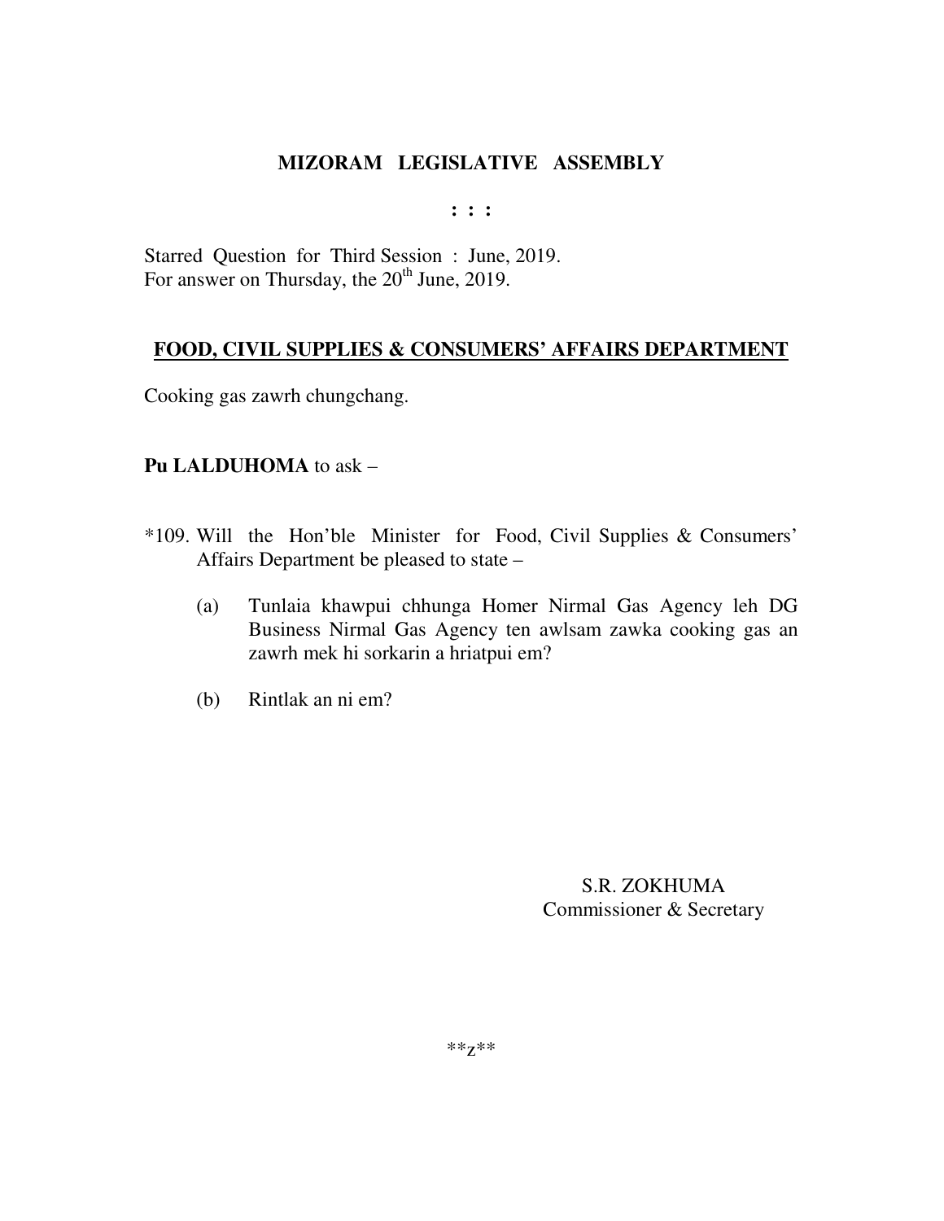# MIZORAM LEGISLATIVE ASSEMBLY

: : :

Starred Question for Third Session : June, 2019.
For answer on Thursday, the 20th June, 2019.

## FOOD, CIVIL SUPPLIES & CONSUMERS' AFFAIRS DEPARTMENT

Cooking gas zawrh chungchang.

**Pu LALDUHOMA** to ask –

*109. Will the Hon'ble Minister for Food, Civil Supplies & Consumers' Affairs Department be pleased to state –

(a) Tunlaia khawpui chhunga Homer Nirmal Gas Agency leh DG Business Nirmal Gas Agency ten awlsam zawka cooking gas an zawrh mek hi sorkarin a hriatpui em?

(b) Rintlak an ni em?

S.R. ZOKHUMA
Commissioner & Secretary

**z**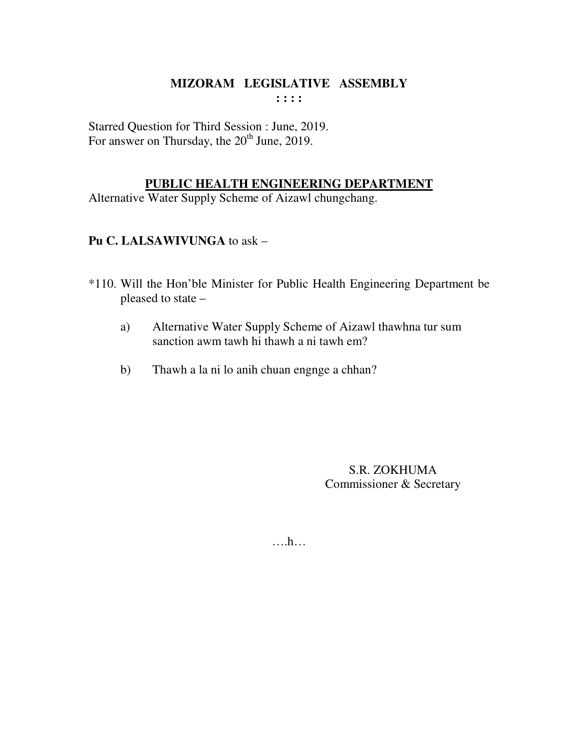# MIZORAM LEGISLATIVE ASSEMBLY

: : : :

Starred Question for Third Session : June, 2019.
For answer on Thursday, the 20th June, 2019.

## PUBLIC HEALTH ENGINEERING DEPARTMENT

Alternative Water Supply Scheme of Aizawl chungchang.

**Pu C. LALSAWIVUNGA** to ask –

*110. Will the Hon'ble Minister for Public Health Engineering Department be pleased to state –

a) Alternative Water Supply Scheme of Aizawl thawhna tur sum sanction awm tawh hi thawh a ni tawh em?

b) Thawh a la ni lo anih chuan engnge a chhan?

S.R. ZOKHUMA
Commissioner & Secretary

….h…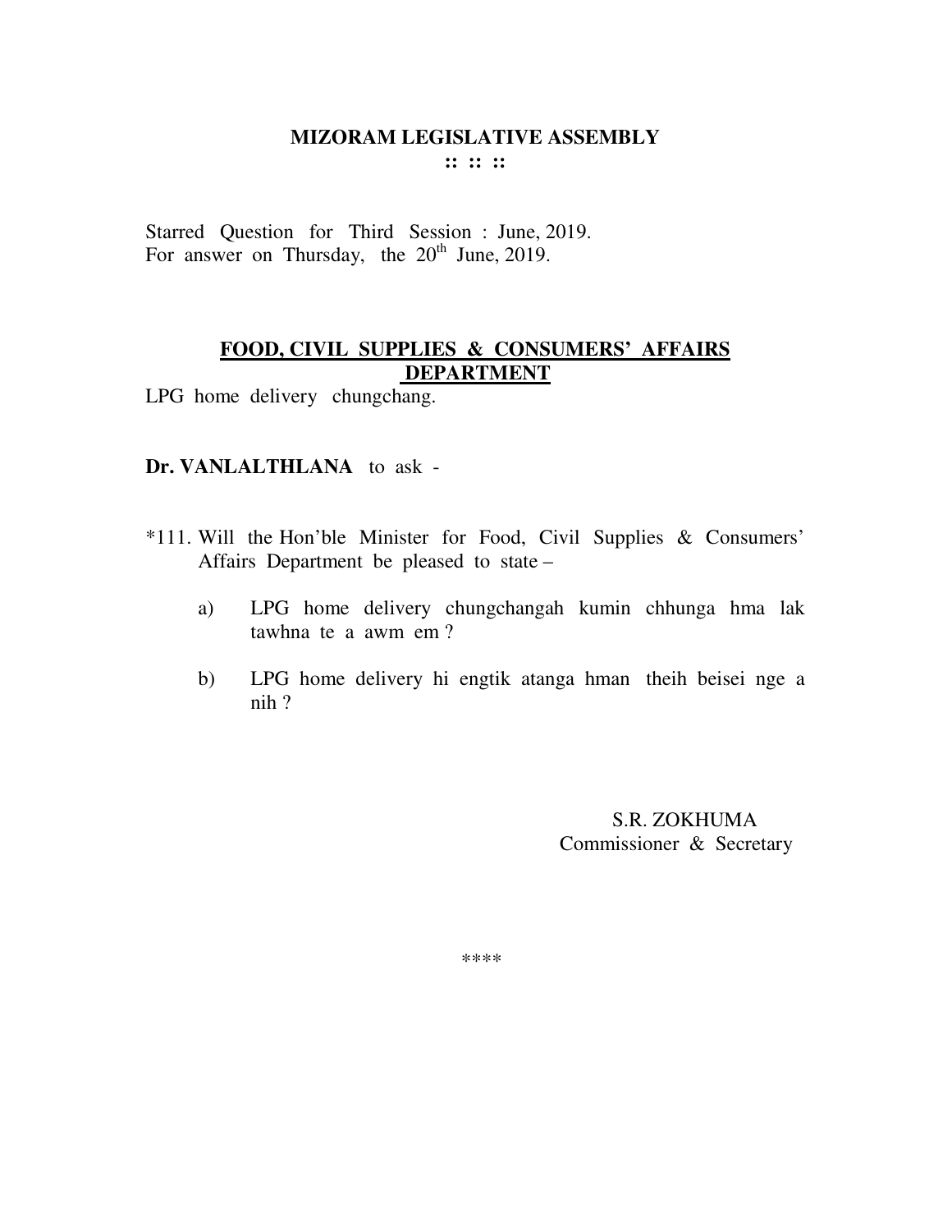# MIZORAM LEGISLATIVE ASSEMBLY

:: :: ::

Starred Question for Third Session : June, 2019.
For answer on Thursday, the 20th June, 2019.

## FOOD, CIVIL SUPPLIES & CONSUMERS' AFFAIRS DEPARTMENT

LPG home delivery chungchang.

**Dr. VANLALTHLANA** to ask -

*111. Will the Hon'ble Minister for Food, Civil Supplies & Consumers' Affairs Department be pleased to state –

a) LPG home delivery chungchangah kumin chhunga hma lak tawhna te a awm em ?

b) LPG home delivery hi engtik atanga hman theih beisei nge a nih ?

S.R. ZOKHUMA
Commissioner & Secretary

****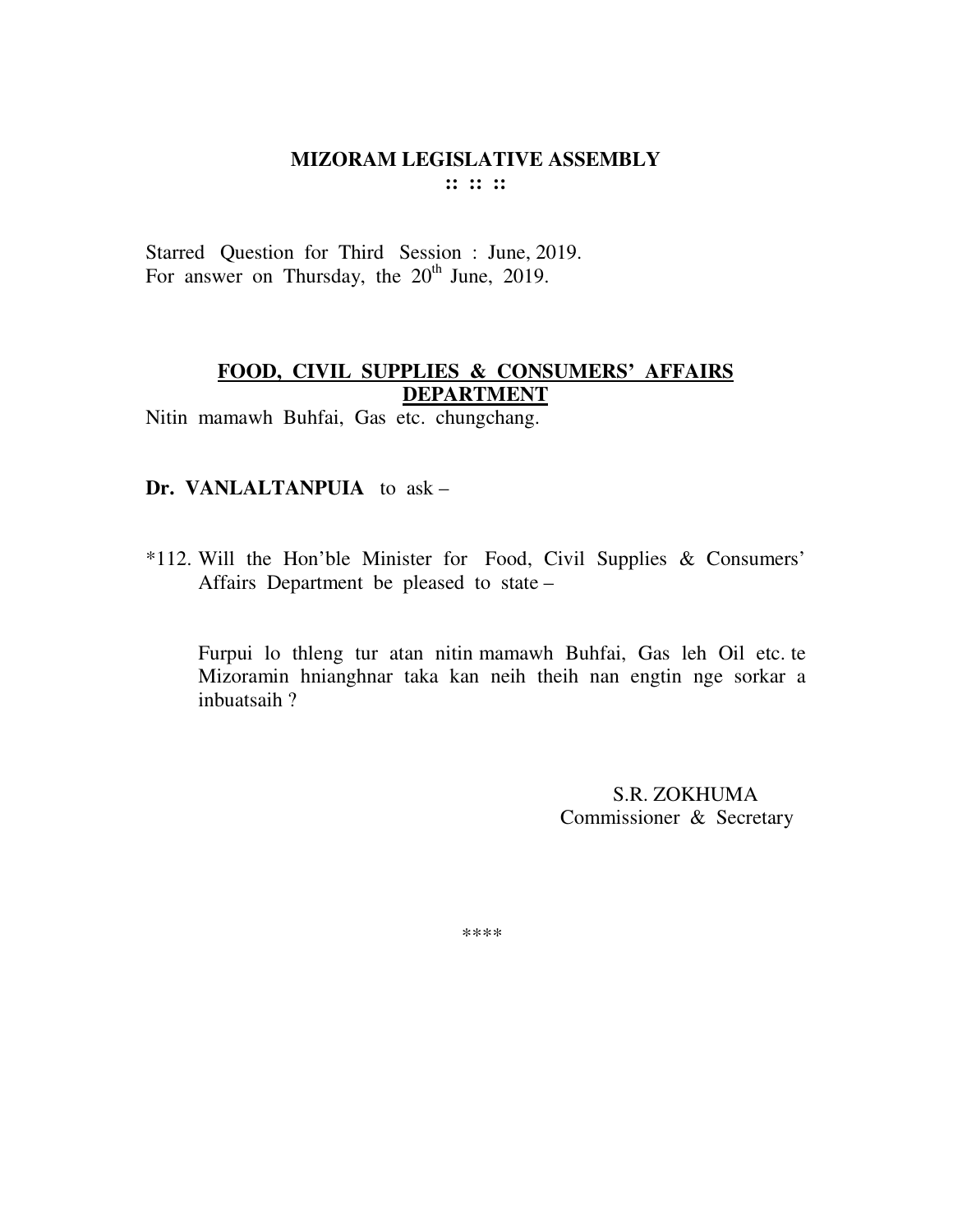**MIZORAM LEGISLATIVE ASSEMBLY**
**:: :: ::**

Starred Question for Third Session : June, 2019.
For answer on Thursday, the 20th June, 2019.

**FOOD, CIVIL SUPPLIES & CONSUMERS' AFFAIRS DEPARTMENT**

Nitin mamawh Buhfai, Gas etc. chungchang.

**Dr. VANLALTANPUIA** to ask –

*112. Will the Hon'ble Minister for Food, Civil Supplies & Consumers' Affairs Department be pleased to state –

Furpui lo thleng tur atan nitin mamawh Buhfai, Gas leh Oil etc. te Mizoramin hnianghnar taka kan neih theih nan engtin nge sorkar a inbuatsaih ?

S.R. ZOKHUMA
Commissioner & Secretary

****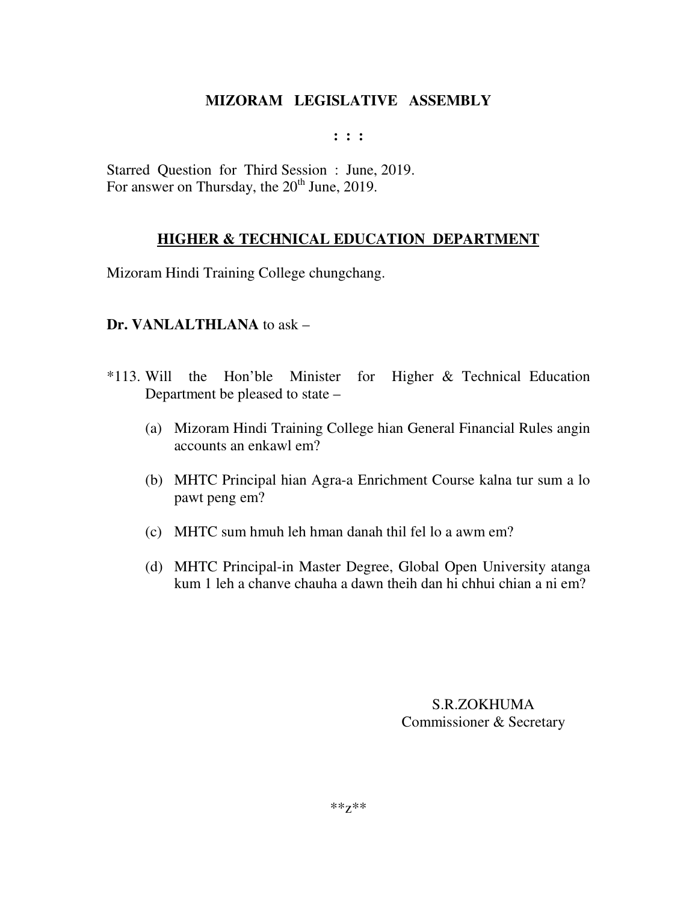# MIZORAM LEGISLATIVE ASSEMBLY

: : :

Starred Question for Third Session : June, 2019.
For answer on Thursday, the 20th June, 2019.

## HIGHER & TECHNICAL EDUCATION DEPARTMENT

Mizoram Hindi Training College chungchang.

**Dr. VANLALTHLANA** to ask –

*113. Will the Hon'ble Minister for Higher & Technical Education Department be pleased to state –

(a) Mizoram Hindi Training College hian General Financial Rules angin accounts an enkawl em?

(b) MHTC Principal hian Agra-a Enrichment Course kalna tur sum a lo pawt peng em?

(c) MHTC sum hmuh leh hman danah thil fel lo a awm em?

(d) MHTC Principal-in Master Degree, Global Open University atanga kum 1 leh a chanve chauha a dawn theih dan hi chhui chian a ni em?

S.R.ZOKHUMA
Commissioner & Secretary

**z**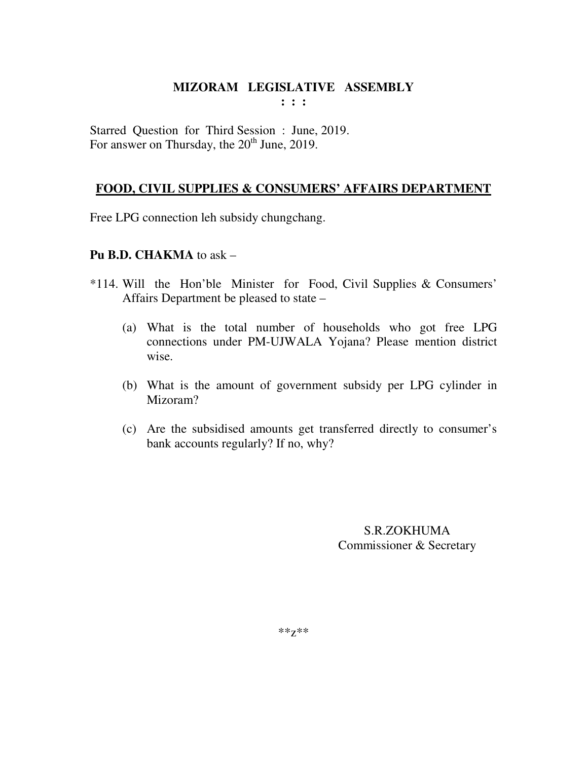**MIZORAM LEGISLATIVE ASSEMBLY**

**: : :**

Starred Question for Third Session : June, 2019.
For answer on Thursday, the 20th June, 2019.

## FOOD, CIVIL SUPPLIES & CONSUMERS' AFFAIRS DEPARTMENT

Free LPG connection leh subsidy chungchang.

**Pu B.D. CHAKMA** to ask –

*114. Will the Hon'ble Minister for Food, Civil Supplies & Consumers' Affairs Department be pleased to state –

(a) What is the total number of households who got free LPG connections under PM-UJWALA Yojana? Please mention district wise.

(b) What is the amount of government subsidy per LPG cylinder in Mizoram?

(c) Are the subsidised amounts get transferred directly to consumer's bank accounts regularly? If no, why?

S.R.ZOKHUMA
Commissioner & Secretary

**z**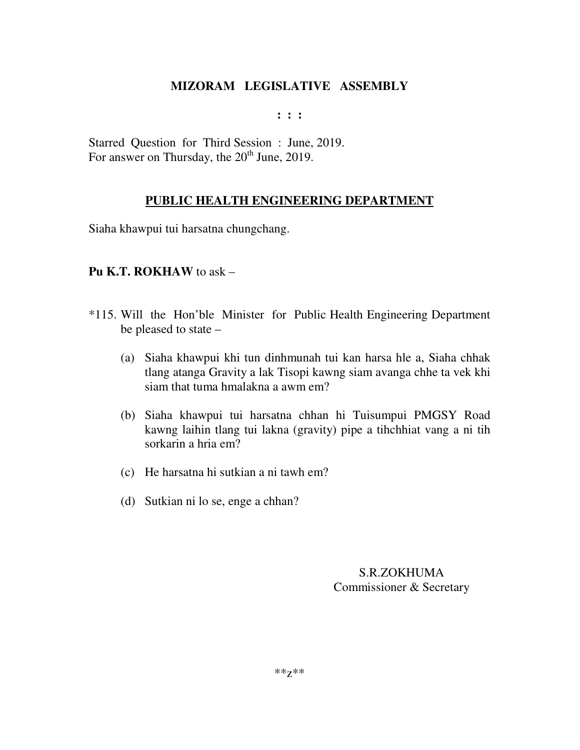# MIZORAM LEGISLATIVE ASSEMBLY

: : :

Starred Question for Third Session : June, 2019.
For answer on Thursday, the 20th June, 2019.

## PUBLIC HEALTH ENGINEERING DEPARTMENT

Siaha khawpui tui harsatna chungchang.

**Pu K.T. ROKHAW** to ask –

*115. Will the Hon'ble Minister for Public Health Engineering Department be pleased to state –

(a) Siaha khawpui khi tun dinhmunah tui kan harsa hle a, Siaha chhak tlang atanga Gravity a lak Tisopi kawng siam avanga chhe ta vek khi siam that tuma hmalakna a awm em?

(b) Siaha khawpui tui harsatna chhan hi Tuisumpui PMGSY Road kawng laihin tlang tui lakna (gravity) pipe a tihchhiat vang a ni tih sorkarin a hria em?

(c) He harsatna hi sutkian a ni tawh em?

(d) Sutkian ni lo se, enge a chhan?

S.R.ZOKHUMA
Commissioner & Secretary

**z**